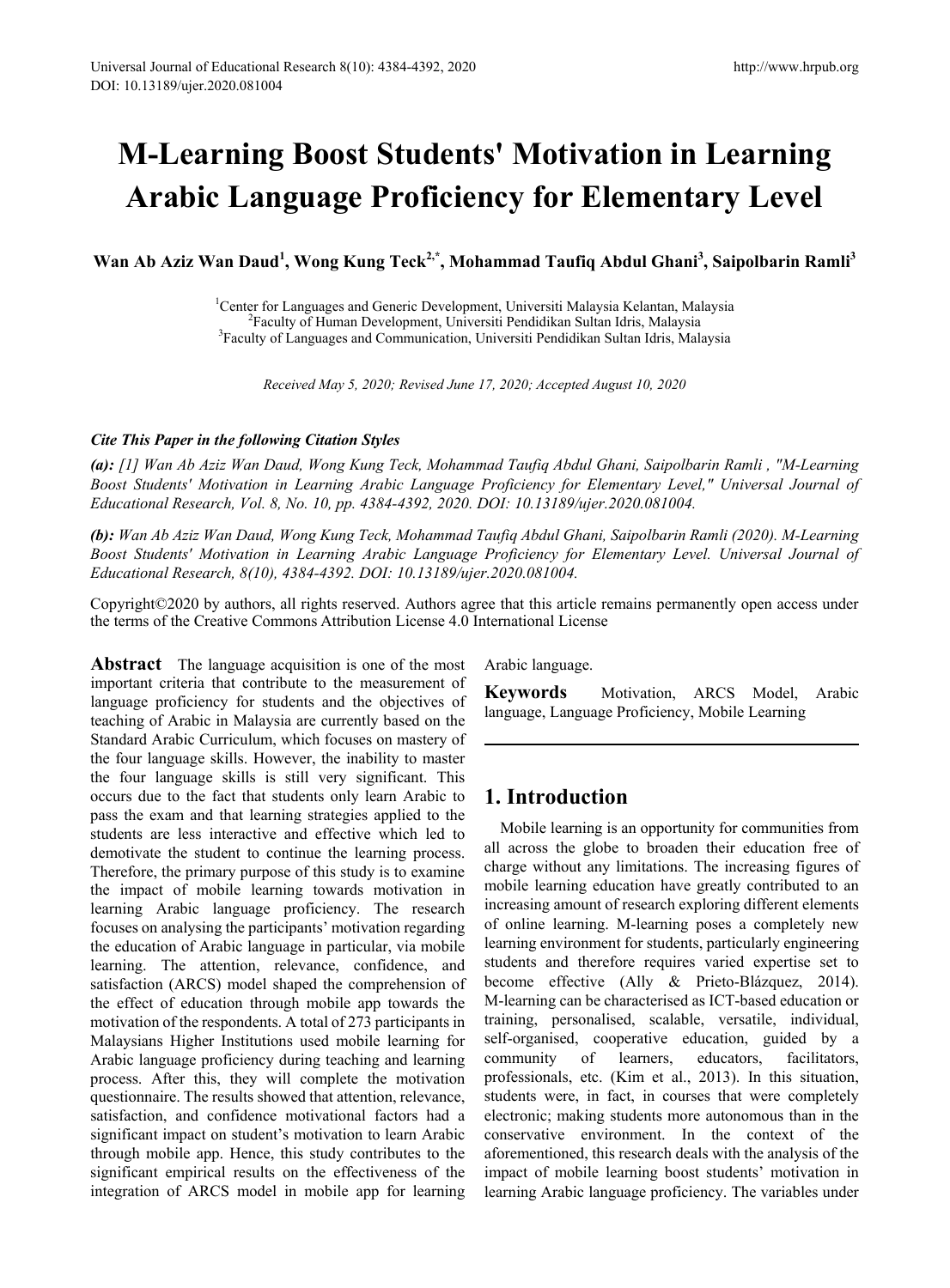# M-Learning Boost Students' Motivation in Learning Arabic Language Proficiency for Elementary Level

**Wan Ab Aziz Wan Daud[1], Wong Kung Teck[2,*], Mohammad Taufiq Abdul Ghani[3], Saipolbarin Ramli[3]**

[1]Center for Languages and Generic Development, Universiti Malaysia Kelantan, Malaysia
[2]Faculty of Human Development, Universiti Pendidikan Sultan Idris, Malaysia
[3]Faculty of Languages and Communication, Universiti Pendidikan Sultan Idris, Malaysia

*Received May 5, 2020; Revised June 17, 2020; Accepted August 10, 2020*

***Cite This Paper in the following Citation Styles***

***(a):** [1] Wan Ab Aziz Wan Daud, Wong Kung Teck, Mohammad Taufiq Abdul Ghani, Saipolbarin Ramli , "M-Learning Boost Students' Motivation in Learning Arabic Language Proficiency for Elementary Level," Universal Journal of Educational Research, Vol. 8, No. 10, pp. 4384-4392, 2020. DOI: 10.13189/ujer.2020.081004.*

***(b):** Wan Ab Aziz Wan Daud, Wong Kung Teck, Mohammad Taufiq Abdul Ghani, Saipolbarin Ramli (2020). M-Learning Boost Students' Motivation in Learning Arabic Language Proficiency for Elementary Level. Universal Journal of Educational Research, 8(10), 4384-4392. DOI: 10.13189/ujer.2020.081004.*

Copyright©2020 by authors, all rights reserved. Authors agree that this article remains permanently open access under the terms of the Creative Commons Attribution License 4.0 International License

**Abstract** The language acquisition is one of the most important criteria that contribute to the measurement of language proficiency for students and the objectives of teaching of Arabic in Malaysia are currently based on the Standard Arabic Curriculum, which focuses on mastery of the four language skills. However, the inability to master the four language skills is still very significant. This occurs due to the fact that students only learn Arabic to pass the exam and that learning strategies applied to the students are less interactive and effective which led to demotivate the student to continue the learning process. Therefore, the primary purpose of this study is to examine the impact of mobile learning towards motivation in learning Arabic language proficiency. The research focuses on analysing the participants' motivation regarding the education of Arabic language in particular, via mobile learning. The attention, relevance, confidence, and satisfaction (ARCS) model shaped the comprehension of the effect of education through mobile app towards the motivation of the respondents. A total of 273 participants in Malaysians Higher Institutions used mobile learning for Arabic language proficiency during teaching and learning process. After this, they will complete the motivation questionnaire. The results showed that attention, relevance, satisfaction, and confidence motivational factors had a significant impact on student's motivation to learn Arabic through mobile app. Hence, this study contributes to the significant empirical results on the effectiveness of the integration of ARCS model in mobile app for learning Arabic language.

**Keywords** Motivation, ARCS Model, Arabic language, Language Proficiency, Mobile Learning

## 1. Introduction

Mobile learning is an opportunity for communities from all across the globe to broaden their education free of charge without any limitations. The increasing figures of mobile learning education have greatly contributed to an increasing amount of research exploring different elements of online learning. M-learning poses a completely new learning environment for students, particularly engineering students and therefore requires varied expertise set to become effective (Ally & Prieto-Blázquez, 2014). M-learning can be characterised as ICT-based education or training, personalised, scalable, versatile, individual, self-organised, cooperative education, guided by a community of learners, educators, facilitators, professionals, etc. (Kim et al., 2013). In this situation, students were, in fact, in courses that were completely electronic; making students more autonomous than in the conservative environment. In the context of the aforementioned, this research deals with the analysis of the impact of mobile learning boost students' motivation in learning Arabic language proficiency. The variables under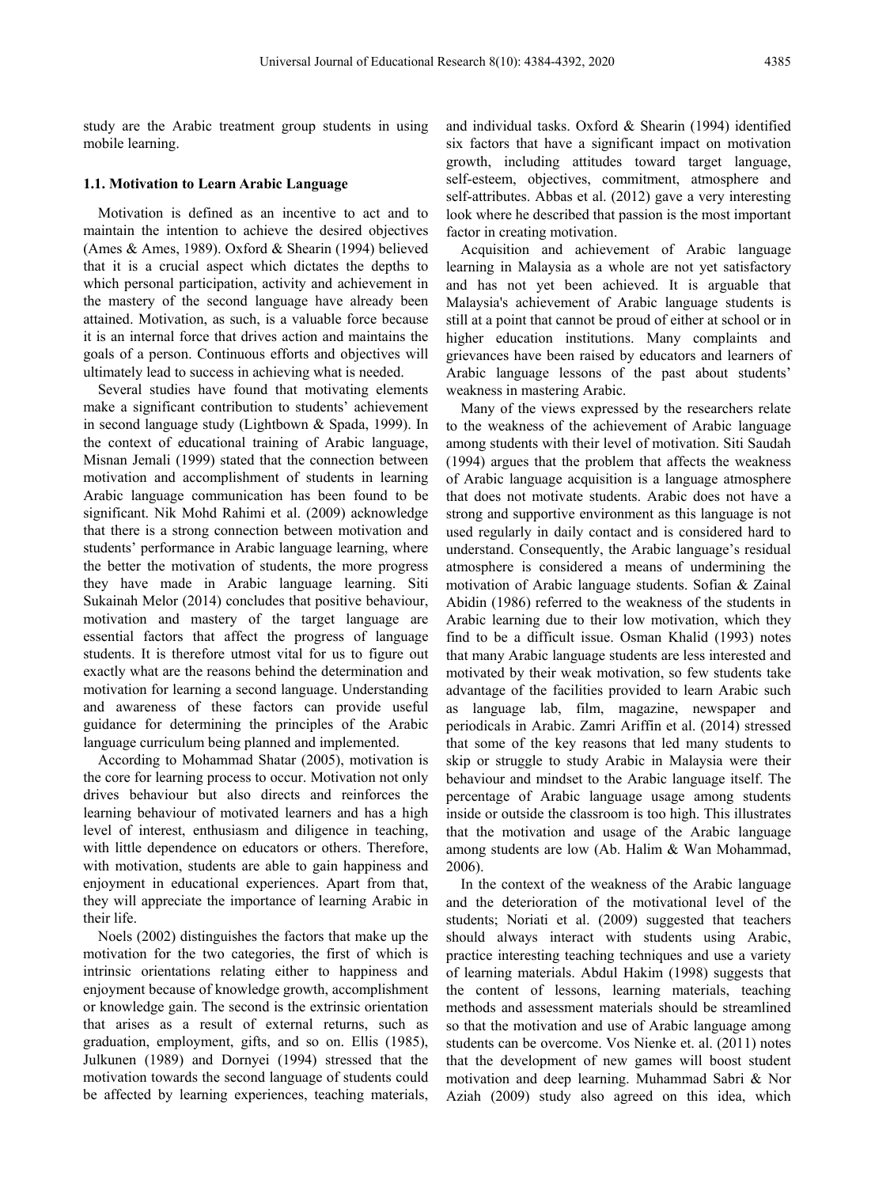study are the Arabic treatment group students in using mobile learning.

### 1.1. Motivation to Learn Arabic Language

Motivation is defined as an incentive to act and to maintain the intention to achieve the desired objectives (Ames & Ames, 1989). Oxford & Shearin (1994) believed that it is a crucial aspect which dictates the depths to which personal participation, activity and achievement in the mastery of the second language have already been attained. Motivation, as such, is a valuable force because it is an internal force that drives action and maintains the goals of a person. Continuous efforts and objectives will ultimately lead to success in achieving what is needed.

Several studies have found that motivating elements make a significant contribution to students' achievement in second language study (Lightbown & Spada, 1999). In the context of educational training of Arabic language, Misnan Jemali (1999) stated that the connection between motivation and accomplishment of students in learning Arabic language communication has been found to be significant. Nik Mohd Rahimi et al. (2009) acknowledge that there is a strong connection between motivation and students' performance in Arabic language learning, where the better the motivation of students, the more progress they have made in Arabic language learning. Siti Sukainah Melor (2014) concludes that positive behaviour, motivation and mastery of the target language are essential factors that affect the progress of language students. It is therefore utmost vital for us to figure out exactly what are the reasons behind the determination and motivation for learning a second language. Understanding and awareness of these factors can provide useful guidance for determining the principles of the Arabic language curriculum being planned and implemented.

According to Mohammad Shatar (2005), motivation is the core for learning process to occur. Motivation not only drives behaviour but also directs and reinforces the learning behaviour of motivated learners and has a high level of interest, enthusiasm and diligence in teaching, with little dependence on educators or others. Therefore, with motivation, students are able to gain happiness and enjoyment in educational experiences. Apart from that, they will appreciate the importance of learning Arabic in their life.

Noels (2002) distinguishes the factors that make up the motivation for the two categories, the first of which is intrinsic orientations relating either to happiness and enjoyment because of knowledge growth, accomplishment or knowledge gain. The second is the extrinsic orientation that arises as a result of external returns, such as graduation, employment, gifts, and so on. Ellis (1985), Julkunen (1989) and Dornyei (1994) stressed that the motivation towards the second language of students could be affected by learning experiences, teaching materials, and individual tasks. Oxford & Shearin (1994) identified six factors that have a significant impact on motivation growth, including attitudes toward target language, self-esteem, objectives, commitment, atmosphere and self-attributes. Abbas et al. (2012) gave a very interesting look where he described that passion is the most important factor in creating motivation.

Acquisition and achievement of Arabic language learning in Malaysia as a whole are not yet satisfactory and has not yet been achieved. It is arguable that Malaysia's achievement of Arabic language students is still at a point that cannot be proud of either at school or in higher education institutions. Many complaints and grievances have been raised by educators and learners of Arabic language lessons of the past about students' weakness in mastering Arabic.

Many of the views expressed by the researchers relate to the weakness of the achievement of Arabic language among students with their level of motivation. Siti Saudah (1994) argues that the problem that affects the weakness of Arabic language acquisition is a language atmosphere that does not motivate students. Arabic does not have a strong and supportive environment as this language is not used regularly in daily contact and is considered hard to understand. Consequently, the Arabic language's residual atmosphere is considered a means of undermining the motivation of Arabic language students. Sofian & Zainal Abidin (1986) referred to the weakness of the students in Arabic learning due to their low motivation, which they find to be a difficult issue. Osman Khalid (1993) notes that many Arabic language students are less interested and motivated by their weak motivation, so few students take advantage of the facilities provided to learn Arabic such as language lab, film, magazine, newspaper and periodicals in Arabic. Zamri Ariffin et al. (2014) stressed that some of the key reasons that led many students to skip or struggle to study Arabic in Malaysia were their behaviour and mindset to the Arabic language itself. The percentage of Arabic language usage among students inside or outside the classroom is too high. This illustrates that the motivation and usage of the Arabic language among students are low (Ab. Halim & Wan Mohammad, 2006).

In the context of the weakness of the Arabic language and the deterioration of the motivational level of the students; Noriati et al. (2009) suggested that teachers should always interact with students using Arabic, practice interesting teaching techniques and use a variety of learning materials. Abdul Hakim (1998) suggests that the content of lessons, learning materials, teaching methods and assessment materials should be streamlined so that the motivation and use of Arabic language among students can be overcome. Vos Nienke et. al. (2011) notes that the development of new games will boost student motivation and deep learning. Muhammad Sabri & Nor Aziah (2009) study also agreed on this idea, which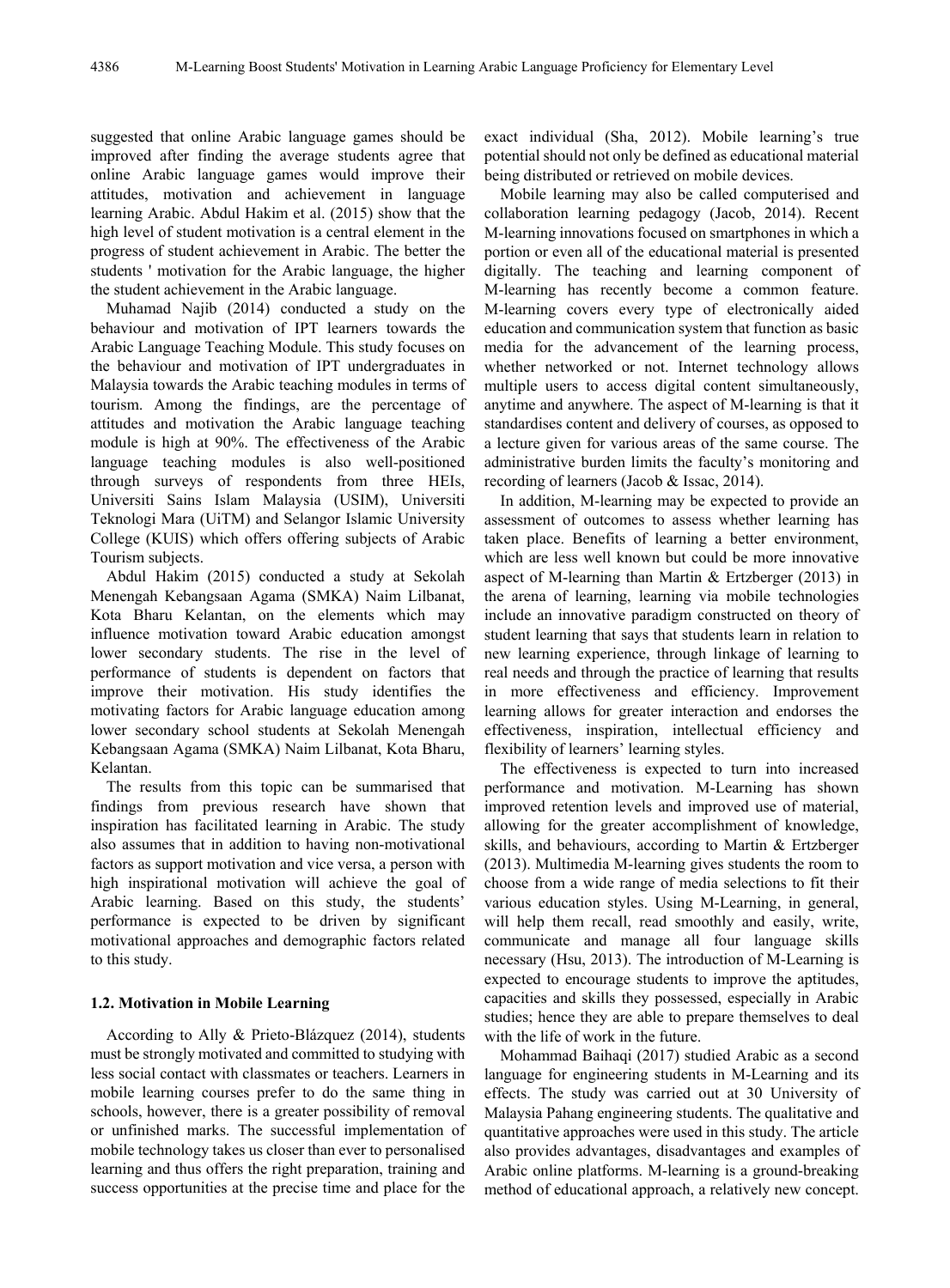suggested that online Arabic language games should be improved after finding the average students agree that online Arabic language games would improve their attitudes, motivation and achievement in language learning Arabic. Abdul Hakim et al. (2015) show that the high level of student motivation is a central element in the progress of student achievement in Arabic. The better the students ' motivation for the Arabic language, the higher the student achievement in the Arabic language.

Muhamad Najib (2014) conducted a study on the behaviour and motivation of IPT learners towards the Arabic Language Teaching Module. This study focuses on the behaviour and motivation of IPT undergraduates in Malaysia towards the Arabic teaching modules in terms of tourism. Among the findings, are the percentage of attitudes and motivation the Arabic language teaching module is high at 90%. The effectiveness of the Arabic language teaching modules is also well-positioned through surveys of respondents from three HEIs, Universiti Sains Islam Malaysia (USIM), Universiti Teknologi Mara (UiTM) and Selangor Islamic University College (KUIS) which offers offering subjects of Arabic Tourism subjects.

Abdul Hakim (2015) conducted a study at Sekolah Menengah Kebangsaan Agama (SMKA) Naim Lilbanat, Kota Bharu Kelantan, on the elements which may influence motivation toward Arabic education amongst lower secondary students. The rise in the level of performance of students is dependent on factors that improve their motivation. His study identifies the motivating factors for Arabic language education among lower secondary school students at Sekolah Menengah Kebangsaan Agama (SMKA) Naim Lilbanat, Kota Bharu, Kelantan.

The results from this topic can be summarised that findings from previous research have shown that inspiration has facilitated learning in Arabic. The study also assumes that in addition to having non-motivational factors as support motivation and vice versa, a person with high inspirational motivation will achieve the goal of Arabic learning. Based on this study, the students' performance is expected to be driven by significant motivational approaches and demographic factors related to this study.

### 1.2. Motivation in Mobile Learning

According to Ally & Prieto-Blázquez (2014), students must be strongly motivated and committed to studying with less social contact with classmates or teachers. Learners in mobile learning courses prefer to do the same thing in schools, however, there is a greater possibility of removal or unfinished marks. The successful implementation of mobile technology takes us closer than ever to personalised learning and thus offers the right preparation, training and success opportunities at the precise time and place for the exact individual (Sha, 2012). Mobile learning's true potential should not only be defined as educational material being distributed or retrieved on mobile devices.

Mobile learning may also be called computerised and collaboration learning pedagogy (Jacob, 2014). Recent M-learning innovations focused on smartphones in which a portion or even all of the educational material is presented digitally. The teaching and learning component of M-learning has recently become a common feature. M-learning covers every type of electronically aided education and communication system that function as basic media for the advancement of the learning process, whether networked or not. Internet technology allows multiple users to access digital content simultaneously, anytime and anywhere. The aspect of M-learning is that it standardises content and delivery of courses, as opposed to a lecture given for various areas of the same course. The administrative burden limits the faculty's monitoring and recording of learners (Jacob & Issac, 2014).

In addition, M-learning may be expected to provide an assessment of outcomes to assess whether learning has taken place. Benefits of learning a better environment, which are less well known but could be more innovative aspect of M-learning than Martin & Ertzberger (2013) in the arena of learning, learning via mobile technologies include an innovative paradigm constructed on theory of student learning that says that students learn in relation to new learning experience, through linkage of learning to real needs and through the practice of learning that results in more effectiveness and efficiency. Improvement learning allows for greater interaction and endorses the effectiveness, inspiration, intellectual efficiency and flexibility of learners' learning styles.

The effectiveness is expected to turn into increased performance and motivation. M-Learning has shown improved retention levels and improved use of material, allowing for the greater accomplishment of knowledge, skills, and behaviours, according to Martin & Ertzberger (2013). Multimedia M-learning gives students the room to choose from a wide range of media selections to fit their various education styles. Using M-Learning, in general, will help them recall, read smoothly and easily, write, communicate and manage all four language skills necessary (Hsu, 2013). The introduction of M-Learning is expected to encourage students to improve the aptitudes, capacities and skills they possessed, especially in Arabic studies; hence they are able to prepare themselves to deal with the life of work in the future.

Mohammad Baihaqi (2017) studied Arabic as a second language for engineering students in M-Learning and its effects. The study was carried out at 30 University of Malaysia Pahang engineering students. The qualitative and quantitative approaches were used in this study. The article also provides advantages, disadvantages and examples of Arabic online platforms. M-learning is a ground-breaking method of educational approach, a relatively new concept.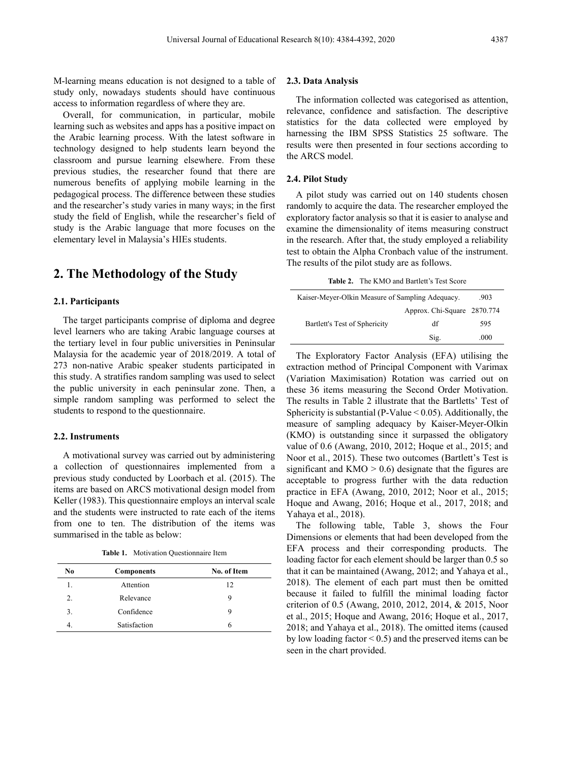M-learning means education is not designed to a table of study only, nowadays students should have continuous access to information regardless of where they are.

Overall, for communication, in particular, mobile learning such as websites and apps has a positive impact on the Arabic learning process. With the latest software in technology designed to help students learn beyond the classroom and pursue learning elsewhere. From these previous studies, the researcher found that there are numerous benefits of applying mobile learning in the pedagogical process. The difference between these studies and the researcher's study varies in many ways; in the first study the field of English, while the researcher's field of study is the Arabic language that more focuses on the elementary level in Malaysia's HIEs students.

## 2. The Methodology of the Study

### 2.1. Participants

The target participants comprise of diploma and degree level learners who are taking Arabic language courses at the tertiary level in four public universities in Peninsular Malaysia for the academic year of 2018/2019. A total of 273 non-native Arabic speaker students participated in this study. A stratifies random sampling was used to select the public university in each peninsular zone. Then, a simple random sampling was performed to select the students to respond to the questionnaire.

### 2.2. Instruments

A motivational survey was carried out by administering a collection of questionnaires implemented from a previous study conducted by Loorbach et al. (2015). The items are based on ARCS motivational design model from Keller (1983). This questionnaire employs an interval scale and the students were instructed to rate each of the items from one to ten. The distribution of the items was summarised in the table as below:

**Table 1.** Motivation Questionnaire Item

| No | Components | No. of Item |
|---|---|---|
| 1. | Attention | 12 |
| 2. | Relevance | 9 |
| 3. | Confidence | 9 |
| 4. | Satisfaction | 6 |

### 2.3. Data Analysis

The information collected was categorised as attention, relevance, confidence and satisfaction. The descriptive statistics for the data collected were employed by harnessing the IBM SPSS Statistics 25 software. The results were then presented in four sections according to the ARCS model.

### 2.4. Pilot Study

A pilot study was carried out on 140 students chosen randomly to acquire the data. The researcher employed the exploratory factor analysis so that it is easier to analyse and examine the dimensionality of items measuring construct in the research. After that, the study employed a reliability test to obtain the Alpha Cronbach value of the instrument. The results of the pilot study are as follows.

**Table 2.** The KMO and Bartlett's Test Score

| Kaiser-Meyer-Olkin Measure of Sampling Adequacy. | | .903 |
|---|---|---|
| Bartlett's Test of Sphericity | Approx. Chi-Square | 2870.774 |
| | df | 595 |
| | Sig. | .000 |

The Exploratory Factor Analysis (EFA) utilising the extraction method of Principal Component with Varimax (Variation Maximisation) Rotation was carried out on these 36 items measuring the Second Order Motivation. The results in Table 2 illustrate that the Bartletts' Test of Sphericity is substantial (P-Value < 0.05). Additionally, the measure of sampling adequacy by Kaiser-Meyer-Olkin (KMO) is outstanding since it surpassed the obligatory value of 0.6 (Awang, 2010, 2012; Hoque et al., 2015; and Noor et al., 2015). These two outcomes (Bartlett's Test is significant and KMO > 0.6) designate that the figures are acceptable to progress further with the data reduction practice in EFA (Awang, 2010, 2012; Noor et al., 2015; Hoque and Awang, 2016; Hoque et al., 2017, 2018; and Yahaya et al., 2018).

The following table, Table 3, shows the Four Dimensions or elements that had been developed from the EFA process and their corresponding products. The loading factor for each element should be larger than 0.5 so that it can be maintained (Awang, 2012; and Yahaya et al., 2018). The element of each part must then be omitted because it failed to fulfill the minimal loading factor criterion of 0.5 (Awang, 2010, 2012, 2014, & 2015, Noor et al., 2015; Hoque and Awang, 2016; Hoque et al., 2017, 2018; and Yahaya et al., 2018). The omitted items (caused by low loading factor < 0.5) and the preserved items can be seen in the chart provided.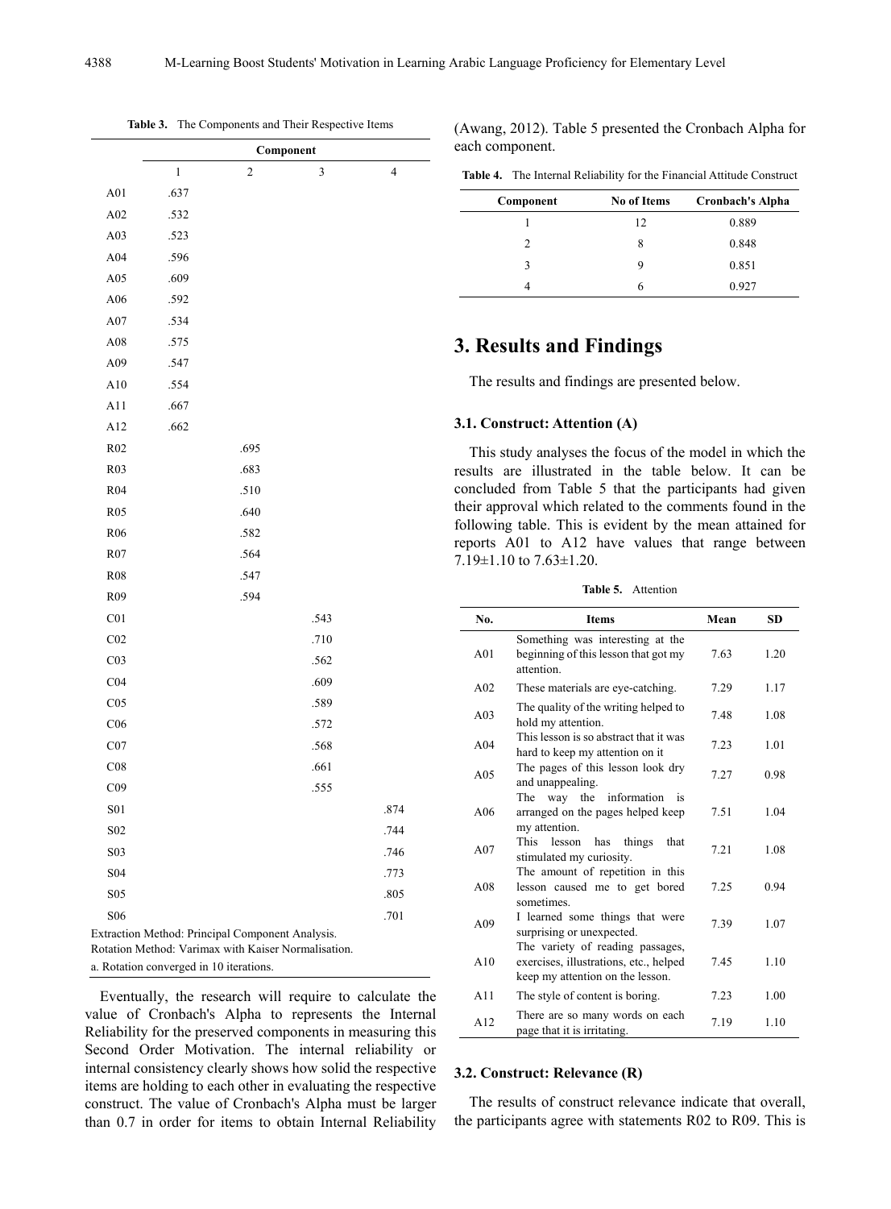**Table 3.** The Components and Their Respective Items

| | Component | | | |
|---|---|---|---|---|
| | 1 | 2 | 3 | 4 |
| A01 | .637 | | | |
| A02 | .532 | | | |
| A03 | .523 | | | |
| A04 | .596 | | | |
| A05 | .609 | | | |
| A06 | .592 | | | |
| A07 | .534 | | | |
| A08 | .575 | | | |
| A09 | .547 | | | |
| A10 | .554 | | | |
| A11 | .667 | | | |
| A12 | .662 | | | |
| R02 | | .695 | | |
| R03 | | .683 | | |
| R04 | | .510 | | |
| R05 | | .640 | | |
| R06 | | .582 | | |
| R07 | | .564 | | |
| R08 | | .547 | | |
| R09 | | .594 | | |
| C01 | | | .543 | |
| C02 | | | .710 | |
| C03 | | | .562 | |
| C04 | | | .609 | |
| C05 | | | .589 | |
| C06 | | | .572 | |
| C07 | | | .568 | |
| C08 | | | .661 | |
| C09 | | | .555 | |
| S01 | | | | .874 |
| S02 | | | | .744 |
| S03 | | | | .746 |
| S04 | | | | .773 |
| S05 | | | | .805 |
| S06 | | | | .701 |

Extraction Method: Principal Component Analysis.
Rotation Method: Varimax with Kaiser Normalisation.
a. Rotation converged in 10 iterations.

Eventually, the research will require to calculate the value of Cronbach's Alpha to represents the Internal Reliability for the preserved components in measuring this Second Order Motivation. The internal reliability or internal consistency clearly shows how solid the respective items are holding to each other in evaluating the respective construct. The value of Cronbach's Alpha must be larger than 0.7 in order for items to obtain Internal Reliability (Awang, 2012). Table 5 presented the Cronbach Alpha for each component.

**Table 4.** The Internal Reliability for the Financial Attitude Construct

| Component | No of Items | Cronbach's Alpha |
|---|---|---|
| 1 | 12 | 0.889 |
| 2 | 8 | 0.848 |
| 3 | 9 | 0.851 |
| 4 | 6 | 0.927 |

# 3. Results and Findings

The results and findings are presented below.

### 3.1. Construct: Attention (A)

This study analyses the focus of the model in which the results are illustrated in the table below. It can be concluded from Table 5 that the participants had given their approval which related to the comments found in the following table. This is evident by the mean attained for reports A01 to A12 have values that range between 7.19±1.10 to 7.63±1.20.

**Table 5.** Attention

| No. | Items | Mean | SD |
|---|---|---|---|
| A01 | Something was interesting at the beginning of this lesson that got my attention. | 7.63 | 1.20 |
| A02 | These materials are eye-catching. | 7.29 | 1.17 |
| A03 | The quality of the writing helped to hold my attention. | 7.48 | 1.08 |
| A04 | This lesson is so abstract that it was hard to keep my attention on it | 7.23 | 1.01 |
| A05 | The pages of this lesson look dry and unappealing. | 7.27 | 0.98 |
| A06 | The way the information is arranged on the pages helped keep my attention. | 7.51 | 1.04 |
| A07 | This lesson has things that stimulated my curiosity. | 7.21 | 1.08 |
| A08 | The amount of repetition in this lesson caused me to get bored sometimes. | 7.25 | 0.94 |
| A09 | I learned some things that were surprising or unexpected. | 7.39 | 1.07 |
| A10 | The variety of reading passages, exercises, illustrations, etc., helped keep my attention on the lesson. | 7.45 | 1.10 |
| A11 | The style of content is boring. | 7.23 | 1.00 |
| A12 | There are so many words on each page that it is irritating. | 7.19 | 1.10 |

### 3.2. Construct: Relevance (R)

The results of construct relevance indicate that overall, the participants agree with statements R02 to R09. This is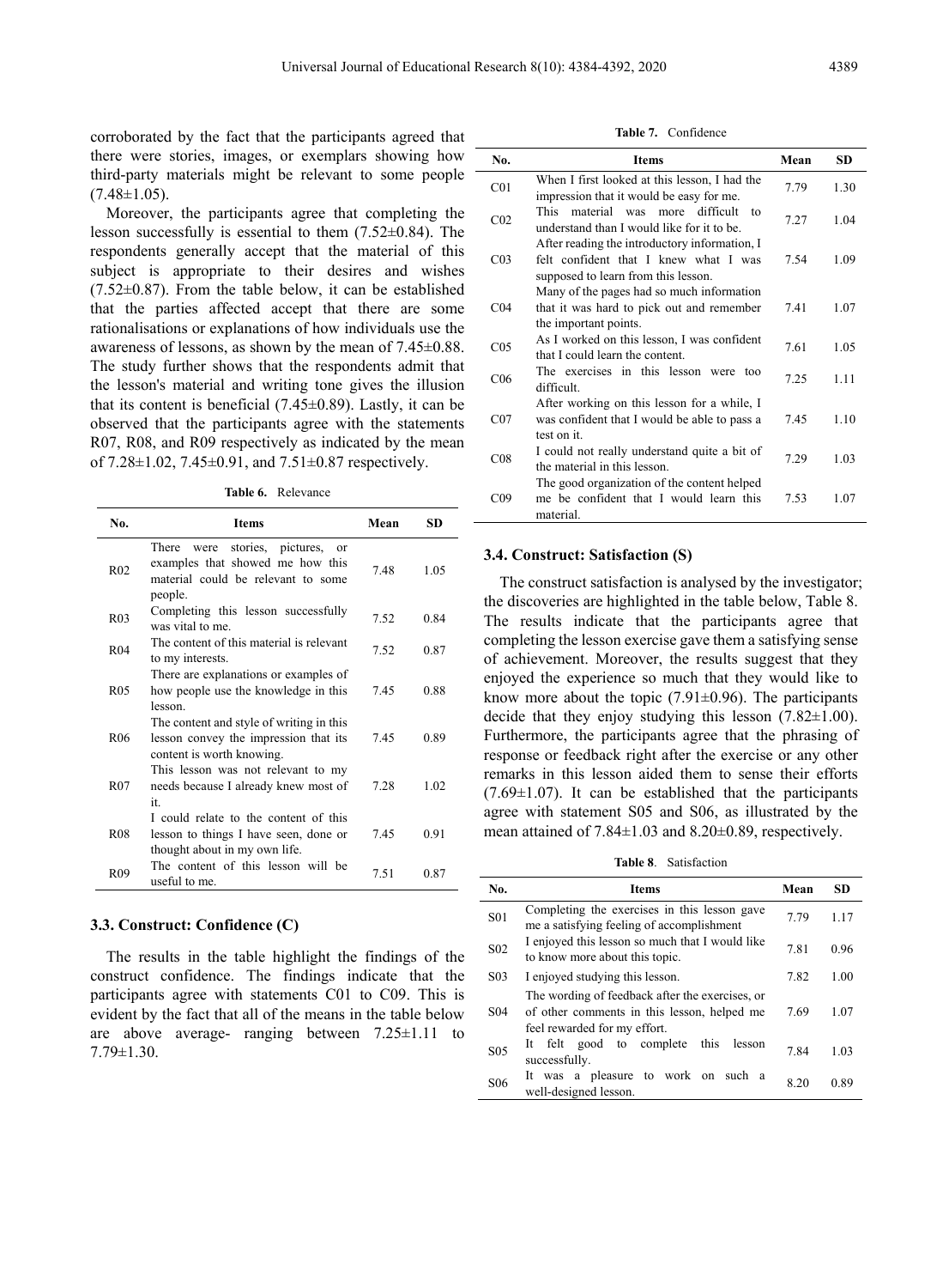corroborated by the fact that the participants agreed that there were stories, images, or exemplars showing how third-party materials might be relevant to some people (7.48±1.05).

Moreover, the participants agree that completing the lesson successfully is essential to them (7.52±0.84). The respondents generally accept that the material of this subject is appropriate to their desires and wishes (7.52±0.87). From the table below, it can be established that the parties affected accept that there are some rationalisations or explanations of how individuals use the awareness of lessons, as shown by the mean of 7.45±0.88. The study further shows that the respondents admit that the lesson's material and writing tone gives the illusion that its content is beneficial (7.45±0.89). Lastly, it can be observed that the participants agree with the statements R07, R08, and R09 respectively as indicated by the mean of 7.28±1.02, 7.45±0.91, and 7.51±0.87 respectively.

**Table 6.** Relevance

| No. | Items | Mean | SD |
|---|---|---|---|
| R02 | There were stories, pictures, or examples that showed me how this material could be relevant to some people. | 7.48 | 1.05 |
| R03 | Completing this lesson successfully was vital to me. | 7.52 | 0.84 |
| R04 | The content of this material is relevant to my interests. | 7.52 | 0.87 |
| R05 | There are explanations or examples of how people use the knowledge in this lesson. | 7.45 | 0.88 |
| R06 | The content and style of writing in this lesson convey the impression that its content is worth knowing. | 7.45 | 0.89 |
| R07 | This lesson was not relevant to my needs because I already knew most of it. | 7.28 | 1.02 |
| R08 | I could relate to the content of this lesson to things I have seen, done or thought about in my own life. | 7.45 | 0.91 |
| R09 | The content of this lesson will be useful to me. | 7.51 | 0.87 |

### 3.3. Construct: Confidence (C)

The results in the table highlight the findings of the construct confidence. The findings indicate that the participants agree with statements C01 to C09. This is evident by the fact that all of the means in the table below are above average- ranging between 7.25±1.11 to 7.79±1.30.

**Table 7.** Confidence

| No. | Items | Mean | SD |
|---|---|---|---|
| C01 | When I first looked at this lesson, I had the impression that it would be easy for me. | 7.79 | 1.30 |
| C02 | This material was more difficult to understand than I would like for it to be. | 7.27 | 1.04 |
| C03 | After reading the introductory information, I felt confident that I knew what I was supposed to learn from this lesson. | 7.54 | 1.09 |
| C04 | Many of the pages had so much information that it was hard to pick out and remember the important points. | 7.41 | 1.07 |
| C05 | As I worked on this lesson, I was confident that I could learn the content. | 7.61 | 1.05 |
| C06 | The exercises in this lesson were too difficult. | 7.25 | 1.11 |
| C07 | After working on this lesson for a while, I was confident that I would be able to pass a test on it. | 7.45 | 1.10 |
| C08 | I could not really understand quite a bit of the material in this lesson. | 7.29 | 1.03 |
| C09 | The good organization of the content helped me be confident that I would learn this material. | 7.53 | 1.07 |

### 3.4. Construct: Satisfaction (S)

The construct satisfaction is analysed by the investigator; the discoveries are highlighted in the table below, Table 8. The results indicate that the participants agree that completing the lesson exercise gave them a satisfying sense of achievement. Moreover, the results suggest that they enjoyed the experience so much that they would like to know more about the topic (7.91±0.96). The participants decide that they enjoy studying this lesson (7.82±1.00). Furthermore, the participants agree that the phrasing of response or feedback right after the exercise or any other remarks in this lesson aided them to sense their efforts (7.69±1.07). It can be established that the participants agree with statement S05 and S06, as illustrated by the mean attained of 7.84±1.03 and 8.20±0.89, respectively.

**Table 8**. Satisfaction

| No. | Items | Mean | SD |
|---|---|---|---|
| S01 | Completing the exercises in this lesson gave me a satisfying feeling of accomplishment | 7.79 | 1.17 |
| S02 | I enjoyed this lesson so much that I would like to know more about this topic. | 7.81 | 0.96 |
| S03 | I enjoyed studying this lesson. | 7.82 | 1.00 |
| S04 | The wording of feedback after the exercises, or of other comments in this lesson, helped me feel rewarded for my effort. | 7.69 | 1.07 |
| S05 | It felt good to complete this lesson successfully. | 7.84 | 1.03 |
| S06 | It was a pleasure to work on such a well-designed lesson. | 8.20 | 0.89 |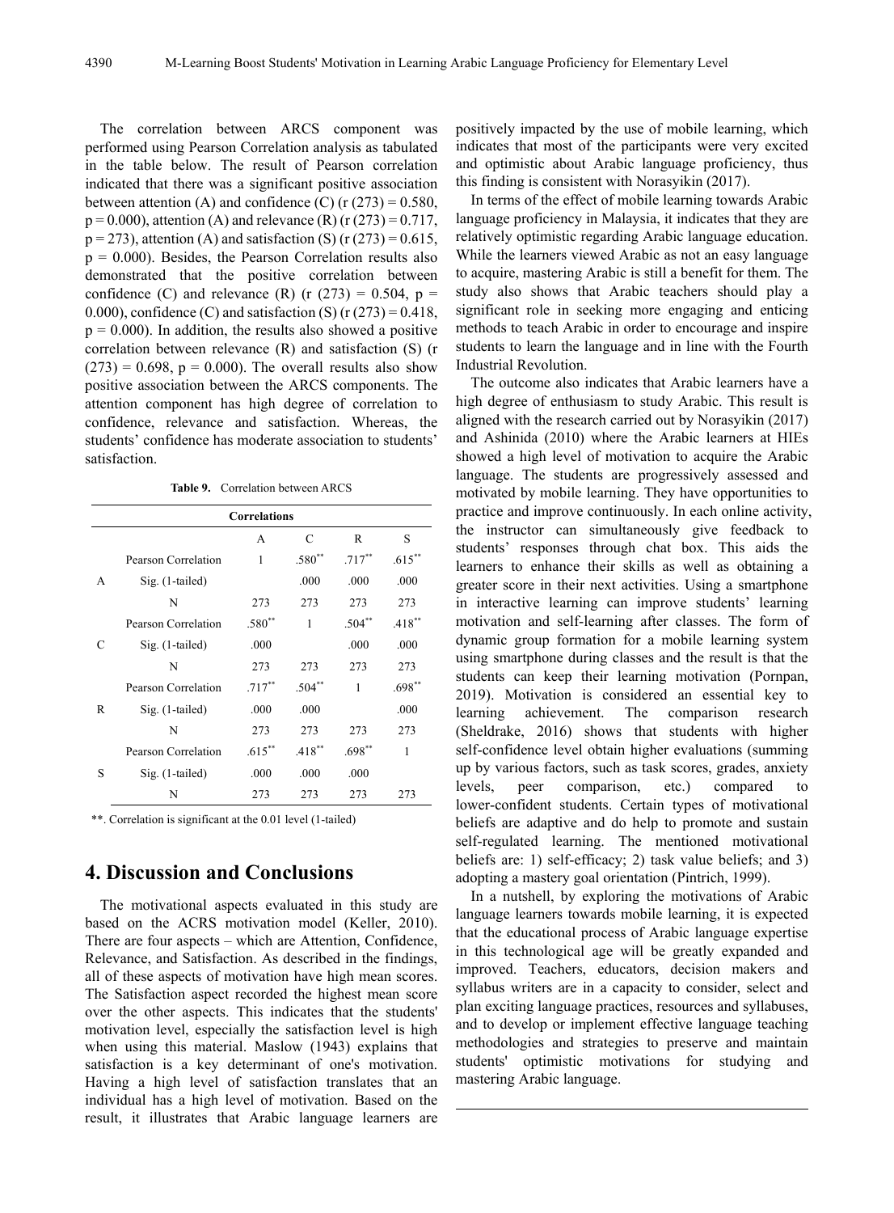The correlation between ARCS component was performed using Pearson Correlation analysis as tabulated in the table below. The result of Pearson correlation indicated that there was a significant positive association between attention (A) and confidence (C) ($r(273) = 0.580$, $p = 0.000$), attention (A) and relevance (R) ($r(273) = 0.717$, $p = 273$), attention (A) and satisfaction (S) ($r(273) = 0.615$, $p = 0.000$). Besides, the Pearson Correlation results also demonstrated that the positive correlation between confidence (C) and relevance (R) ($r(273) = 0.504$, $p = 0.000$), confidence (C) and satisfaction (S) ($r(273) = 0.418$, $p = 0.000$). In addition, the results also showed a positive correlation between relevance (R) and satisfaction (S) ($r(273) = 0.698$, $p = 0.000$). The overall results also show positive association between the ARCS components. The attention component has high degree of correlation to confidence, relevance and satisfaction. Whereas, the students' confidence has moderate association to students' satisfaction.

**Table 9.** Correlation between ARCS

| Correlations | | | | | |
|---|---|---|---|---|---|
| | | A | C | R | S |
| A | Pearson Correlation | 1 | .580** | .717** | .615** |
| | Sig. (1-tailed) | | .000 | .000 | .000 |
| | N | 273 | 273 | 273 | 273 |
| C | Pearson Correlation | .580** | 1 | .504** | .418** |
| | Sig. (1-tailed) | .000 | | .000 | .000 |
| | N | 273 | 273 | 273 | 273 |
| R | Pearson Correlation | .717** | .504** | 1 | .698** |
| | Sig. (1-tailed) | .000 | .000 | | .000 |
| | N | 273 | 273 | 273 | 273 |
| S | Pearson Correlation | .615** | .418** | .698** | 1 |
| | Sig. (1-tailed) | .000 | .000 | .000 | |
| | N | 273 | 273 | 273 | 273 |

**. Correlation is significant at the 0.01 level (1-tailed)

## 4. Discussion and Conclusions

The motivational aspects evaluated in this study are based on the ACRS motivation model (Keller, 2010). There are four aspects – which are Attention, Confidence, Relevance, and Satisfaction. As described in the findings, all of these aspects of motivation have high mean scores. The Satisfaction aspect recorded the highest mean score over the other aspects. This indicates that the students' motivation level, especially the satisfaction level is high when using this material. Maslow (1943) explains that satisfaction is a key determinant of one's motivation. Having a high level of satisfaction translates that an individual has a high level of motivation. Based on the result, it illustrates that Arabic language learners are positively impacted by the use of mobile learning, which indicates that most of the participants were very excited and optimistic about Arabic language proficiency, thus this finding is consistent with Norasyikin (2017).

In terms of the effect of mobile learning towards Arabic language proficiency in Malaysia, it indicates that they are relatively optimistic regarding Arabic language education. While the learners viewed Arabic as not an easy language to acquire, mastering Arabic is still a benefit for them. The study also shows that Arabic teachers should play a significant role in seeking more engaging and enticing methods to teach Arabic in order to encourage and inspire students to learn the language and in line with the Fourth Industrial Revolution.

The outcome also indicates that Arabic learners have a high degree of enthusiasm to study Arabic. This result is aligned with the research carried out by Norasyikin (2017) and Ashinida (2010) where the Arabic learners at HIEs showed a high level of motivation to acquire the Arabic language. The students are progressively assessed and motivated by mobile learning. They have opportunities to practice and improve continuously. In each online activity, the instructor can simultaneously give feedback to students' responses through chat box. This aids the learners to enhance their skills as well as obtaining a greater score in their next activities. Using a smartphone in interactive learning can improve students' learning motivation and self-learning after classes. The form of dynamic group formation for a mobile learning system using smartphone during classes and the result is that the students can keep their learning motivation (Pornpan, 2019). Motivation is considered an essential key to learning achievement. The comparison research (Sheldrake, 2016) shows that students with higher self-confidence level obtain higher evaluations (summing up by various factors, such as task scores, grades, anxiety levels, peer comparison, etc.) compared to lower-confident students. Certain types of motivational beliefs are adaptive and do help to promote and sustain self-regulated learning. The mentioned motivational beliefs are: 1) self-efficacy; 2) task value beliefs; and 3) adopting a mastery goal orientation (Pintrich, 1999).

In a nutshell, by exploring the motivations of Arabic language learners towards mobile learning, it is expected that the educational process of Arabic language expertise in this technological age will be greatly expanded and improved. Teachers, educators, decision makers and syllabus writers are in a capacity to consider, select and plan exciting language practices, resources and syllabuses, and to develop or implement effective language teaching methodologies and strategies to preserve and maintain students' optimistic motivations for studying and mastering Arabic language.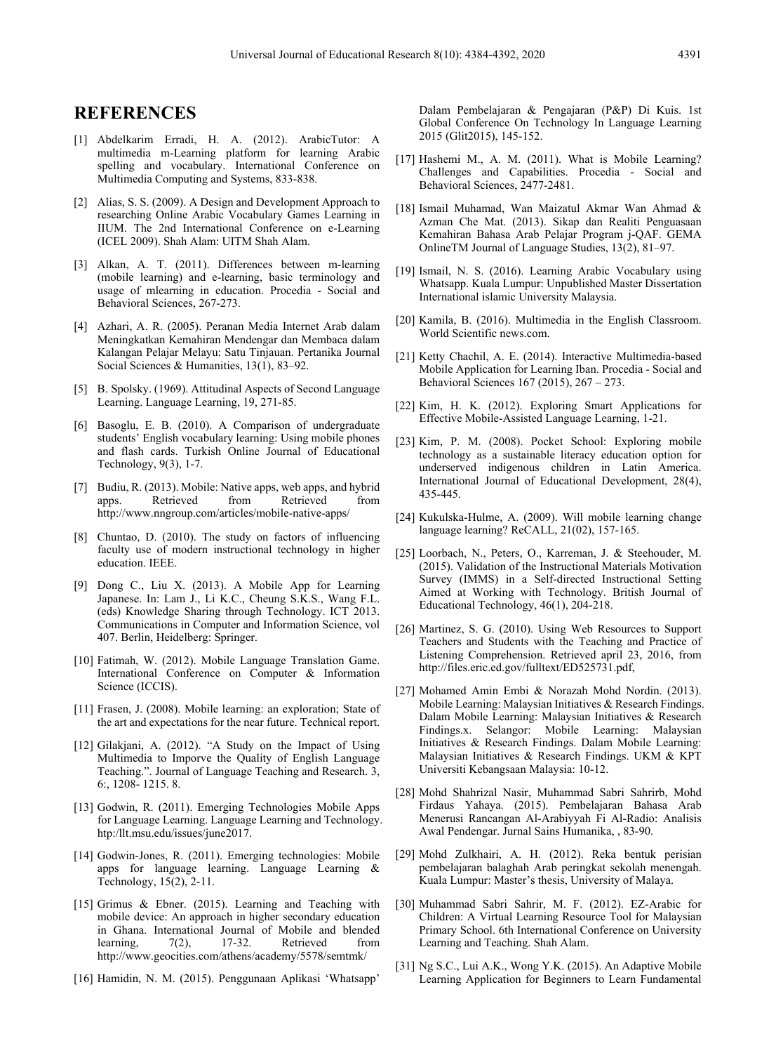# REFERENCES

[1] Abdelkarim Erradi, H. A. (2012). ArabicTutor: A multimedia m-Learning platform for learning Arabic spelling and vocabulary. International Conference on Multimedia Computing and Systems, 833-838.

[2] Alias, S. S. (2009). A Design and Development Approach to researching Online Arabic Vocabulary Games Learning in IIUM. The 2nd International Conference on e-Learning (ICEL 2009). Shah Alam: UITM Shah Alam.

[3] Alkan, A. T. (2011). Differences between m-learning (mobile learning) and e-learning, basic terminology and usage of mlearning in education. Procedia - Social and Behavioral Sciences, 267-273.

[4] Azhari, A. R. (2005). Peranan Media Internet Arab dalam Meningkatkan Kemahiran Mendengar dan Membaca dalam Kalangan Pelajar Melayu: Satu Tinjauan. Pertanika Journal Social Sciences & Humanities, 13(1), 83–92.

[5] B. Spolsky. (1969). Attitudinal Aspects of Second Language Learning. Language Learning, 19, 271-85.

[6] Basoglu, E. B. (2010). A Comparison of undergraduate students' English vocabulary learning: Using mobile phones and flash cards. Turkish Online Journal of Educational Technology, 9(3), 1-7.

[7] Budiu, R. (2013). Mobile: Native apps, web apps, and hybrid apps. Retrieved from Retrieved from http://www.nngroup.com/articles/mobile-native-apps/

[8] Chuntao, D. (2010). The study on factors of influencing faculty use of modern instructional technology in higher education. IEEE.

[9] Dong C., Liu X. (2013). A Mobile App for Learning Japanese. In: Lam J., Li K.C., Cheung S.K.S., Wang F.L. (eds) Knowledge Sharing through Technology. ICT 2013. Communications in Computer and Information Science, vol 407. Berlin, Heidelberg: Springer.

[10] Fatimah, W. (2012). Mobile Language Translation Game. International Conference on Computer & Information Science (ICCIS).

[11] Frasen, J. (2008). Mobile learning: an exploration; State of the art and expectations for the near future. Technical report.

[12] Gilakjani, A. (2012). "A Study on the Impact of Using Multimedia to Imporve the Quality of English Language Teaching.". Journal of Language Teaching and Research. 3, 6:, 1208- 1215. 8.

[13] Godwin, R. (2011). Emerging Technologies Mobile Apps for Language Learning. Language Learning and Technology. htp:/llt.msu.edu/issues/june2017.

[14] Godwin-Jones, R. (2011). Emerging technologies: Mobile apps for language learning. Language Learning & Technology, 15(2), 2-11.

[15] Grimus & Ebner. (2015). Learning and Teaching with mobile device: An approach in higher secondary education in Ghana. International Journal of Mobile and blended learning, 7(2), 17-32. Retrieved from http://www.geocities.com/athens/academy/5578/semtmk/

[16] Hamidin, N. M. (2015). Penggunaan Aplikasi 'Whatsapp' Dalam Pembelajaran & Pengajaran (P&P) Di Kuis. 1st Global Conference On Technology In Language Learning 2015 (Glit2015), 145-152.

[17] Hashemi M., A. M. (2011). What is Mobile Learning? Challenges and Capabilities. Procedia - Social and Behavioral Sciences, 2477-2481.

[18] Ismail Muhamad, Wan Maizatul Akmar Wan Ahmad & Azman Che Mat. (2013). Sikap dan Realiti Penguasaan Kemahiran Bahasa Arab Pelajar Program j-QAF. GEMA OnlineTM Journal of Language Studies, 13(2), 81–97.

[19] Ismail, N. S. (2016). Learning Arabic Vocabulary using Whatsapp. Kuala Lumpur: Unpublished Master Dissertation International islamic University Malaysia.

[20] Kamila, B. (2016). Multimedia in the English Classroom. World Scientific news.com.

[21] Ketty Chachil, A. E. (2014). Interactive Multimedia-based Mobile Application for Learning Iban. Procedia - Social and Behavioral Sciences 167 (2015), 267 – 273.

[22] Kim, H. K. (2012). Exploring Smart Applications for Effective Mobile-Assisted Language Learning, 1-21.

[23] Kim, P. M. (2008). Pocket School: Exploring mobile technology as a sustainable literacy education option for underserved indigenous children in Latin America. International Journal of Educational Development, 28(4), 435-445.

[24] Kukulska-Hulme, A. (2009). Will mobile learning change language learning? ReCALL, 21(02), 157-165.

[25] Loorbach, N., Peters, O., Karreman, J. & Steehouder, M. (2015). Validation of the Instructional Materials Motivation Survey (IMMS) in a Self-directed Instructional Setting Aimed at Working with Technology. British Journal of Educational Technology, 46(1), 204-218.

[26] Martinez, S. G. (2010). Using Web Resources to Support Teachers and Students with the Teaching and Practice of Listening Comprehension. Retrieved april 23, 2016, from http://files.eric.ed.gov/fulltext/ED525731.pdf,

[27] Mohamed Amin Embi & Norazah Mohd Nordin. (2013). Mobile Learning: Malaysian Initiatives & Research Findings. Dalam Mobile Learning: Malaysian Initiatives & Research Findings.x. Selangor: Mobile Learning: Malaysian Initiatives & Research Findings. Dalam Mobile Learning: Malaysian Initiatives & Research Findings. UKM & KPT Universiti Kebangsaan Malaysia: 10-12.

[28] Mohd Shahrizal Nasir, Muhammad Sabri Sahrirb, Mohd Firdaus Yahaya. (2015). Pembelajaran Bahasa Arab Menerusi Rancangan Al-Arabiyyah Fi Al-Radio: Analisis Awal Pendengar. Jurnal Sains Humanika, , 83-90.

[29] Mohd Zulkhairi, A. H. (2012). Reka bentuk perisian pembelajaran balaghah Arab peringkat sekolah menengah. Kuala Lumpur: Master's thesis, University of Malaya.

[30] Muhammad Sabri Sahrir, M. F. (2012). EZ-Arabic for Children: A Virtual Learning Resource Tool for Malaysian Primary School. 6th International Conference on University Learning and Teaching. Shah Alam.

[31] Ng S.C., Lui A.K., Wong Y.K. (2015). An Adaptive Mobile Learning Application for Beginners to Learn Fundamental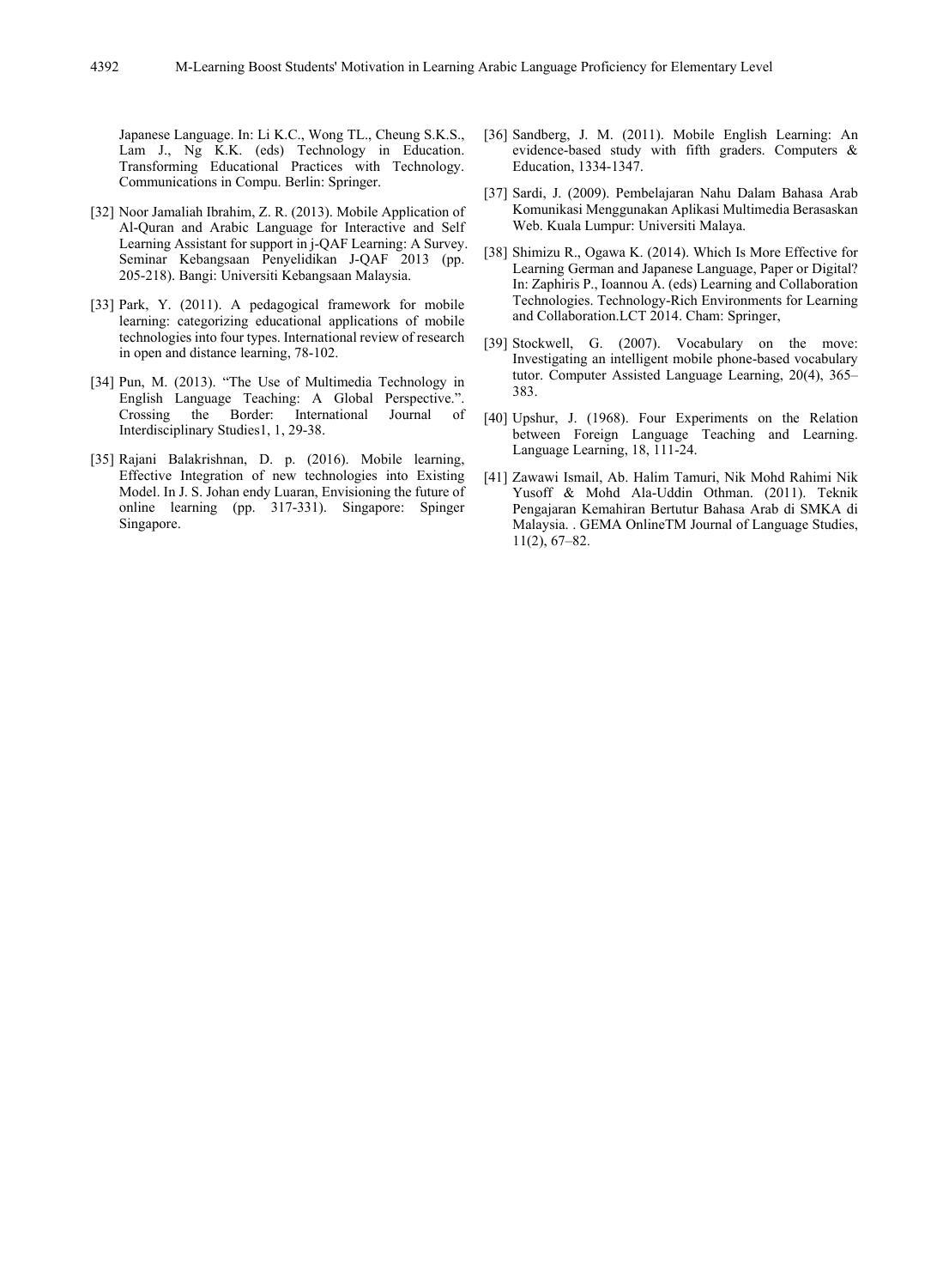Japanese Language. In: Li K.C., Wong TL., Cheung S.K.S., Lam J., Ng K.K. (eds) Technology in Education. Transforming Educational Practices with Technology. Communications in Compu. Berlin: Springer.

[32] Noor Jamaliah Ibrahim, Z. R. (2013). Mobile Application of Al-Quran and Arabic Language for Interactive and Self Learning Assistant for support in j-QAF Learning: A Survey. Seminar Kebangsaan Penyelidikan J-QAF 2013 (pp. 205-218). Bangi: Universiti Kebangsaan Malaysia.

[33] Park, Y. (2011). A pedagogical framework for mobile learning: categorizing educational applications of mobile technologies into four types. International review of research in open and distance learning, 78-102.

[34] Pun, M. (2013). "The Use of Multimedia Technology in English Language Teaching: A Global Perspective.". Crossing the Border: International Journal of Interdisciplinary Studies1, 1, 29-38.

[35] Rajani Balakrishnan, D. p. (2016). Mobile learning, Effective Integration of new technologies into Existing Model. In J. S. Johan endy Luaran, Envisioning the future of online learning (pp. 317-331). Singapore: Spinger Singapore.

[36] Sandberg, J. M. (2011). Mobile English Learning: An evidence-based study with fifth graders. Computers & Education, 1334-1347.

[37] Sardi, J. (2009). Pembelajaran Nahu Dalam Bahasa Arab Komunikasi Menggunakan Aplikasi Multimedia Berasaskan Web. Kuala Lumpur: Universiti Malaya.

[38] Shimizu R., Ogawa K. (2014). Which Is More Effective for Learning German and Japanese Language, Paper or Digital? In: Zaphiris P., Ioannou A. (eds) Learning and Collaboration Technologies. Technology-Rich Environments for Learning and Collaboration.LCT 2014. Cham: Springer,

[39] Stockwell, G. (2007). Vocabulary on the move: Investigating an intelligent mobile phone-based vocabulary tutor. Computer Assisted Language Learning, 20(4), 365–383.

[40] Upshur, J. (1968). Four Experiments on the Relation between Foreign Language Teaching and Learning. Language Learning, 18, 111-24.

[41] Zawawi Ismail, Ab. Halim Tamuri, Nik Mohd Rahimi Nik Yusoff & Mohd Ala-Uddin Othman. (2011). Teknik Pengajaran Kemahiran Bertutur Bahasa Arab di SMKA di Malaysia. . GEMA OnlineTM Journal of Language Studies, 11(2), 67–82.